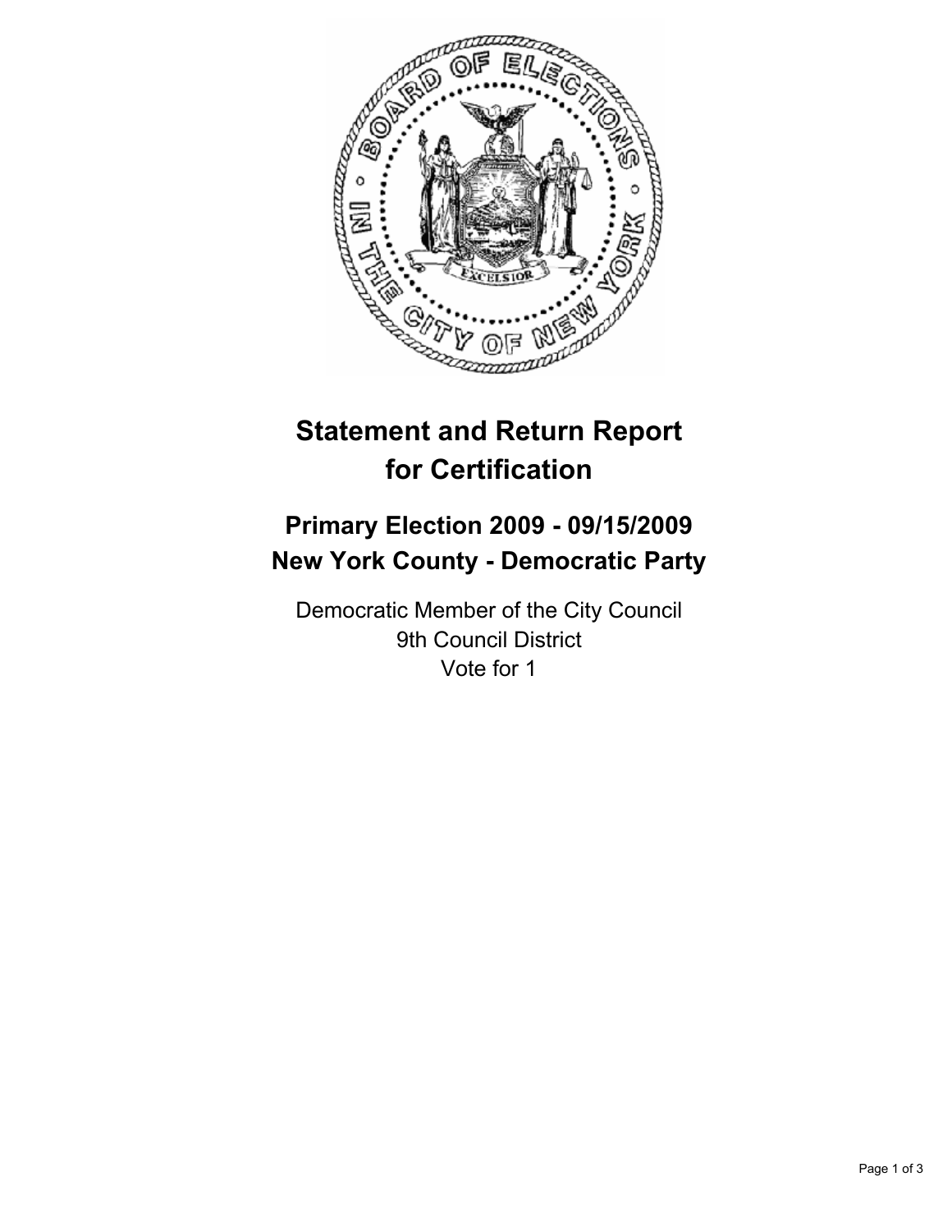# Statement and Return Report for Certification

## Primary Election 2009 - 09/15/2009
## New York County - Democratic Party

Democratic Member of the City Council
9th Council District
Vote for 1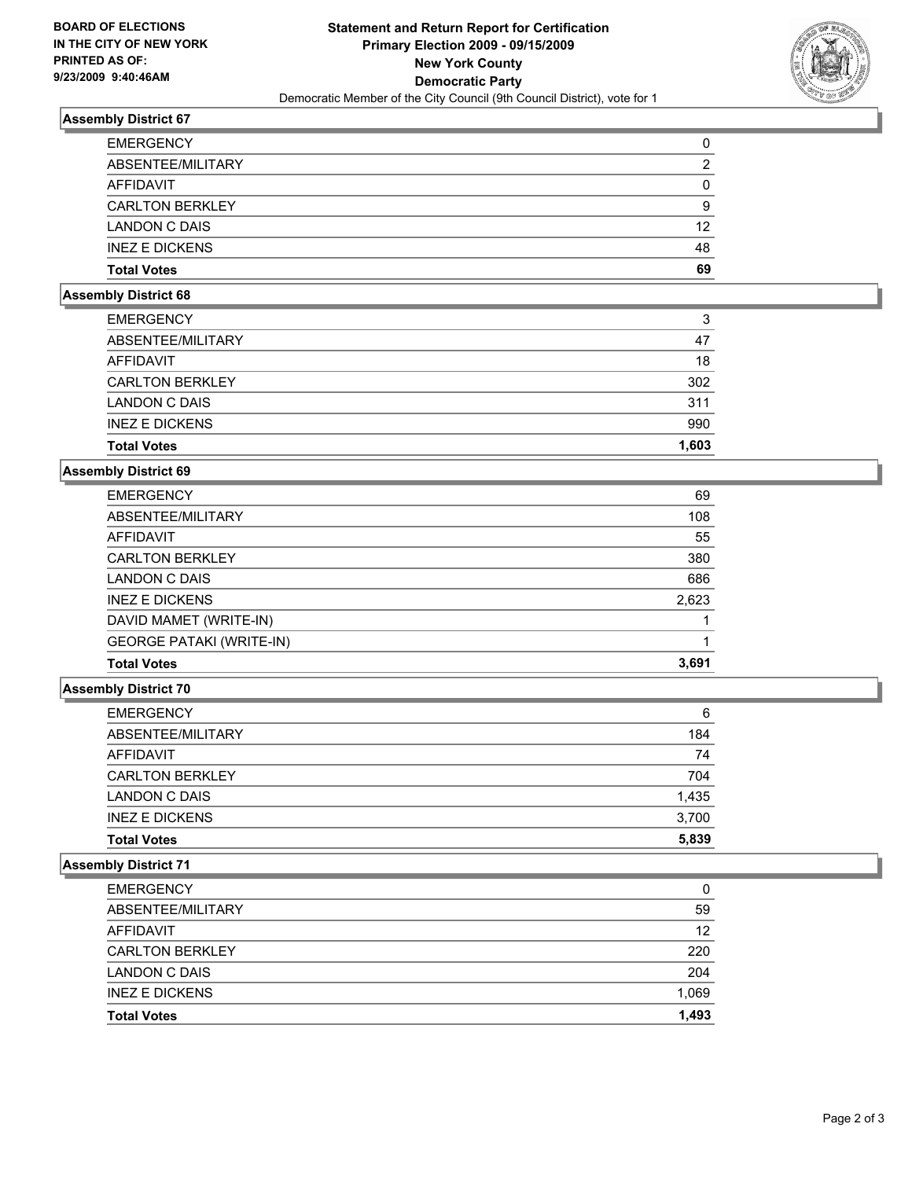**BOARD OF ELECTIONS IN THE CITY OF NEW YORK PRINTED AS OF: 9/23/2009 9:40:46AM**

# Statement and Return Report for Certification
## Primary Election 2009 - 09/15/2009
## New York County
## Democratic Party
Democratic Member of the City Council (9th Council District), vote for 1

### Assembly District 67

| | |
|---|---|
| EMERGENCY | 0 |
| ABSENTEE/MILITARY | 2 |
| AFFIDAVIT | 0 |
| CARLTON BERKLEY | 9 |
| LANDON C DAIS | 12 |
| INEZ E DICKENS | 48 |
| **Total Votes** | **69** |

### Assembly District 68

| | |
|---|---|
| EMERGENCY | 3 |
| ABSENTEE/MILITARY | 47 |
| AFFIDAVIT | 18 |
| CARLTON BERKLEY | 302 |
| LANDON C DAIS | 311 |
| INEZ E DICKENS | 990 |
| **Total Votes** | **1,603** |

### Assembly District 69

| | |
|---|---|
| EMERGENCY | 69 |
| ABSENTEE/MILITARY | 108 |
| AFFIDAVIT | 55 |
| CARLTON BERKLEY | 380 |
| LANDON C DAIS | 686 |
| INEZ E DICKENS | 2,623 |
| DAVID MAMET (WRITE-IN) | 1 |
| GEORGE PATAKI (WRITE-IN) | 1 |
| **Total Votes** | **3,691** |

### Assembly District 70

| | |
|---|---|
| EMERGENCY | 6 |
| ABSENTEE/MILITARY | 184 |
| AFFIDAVIT | 74 |
| CARLTON BERKLEY | 704 |
| LANDON C DAIS | 1,435 |
| INEZ E DICKENS | 3,700 |
| **Total Votes** | **5,839** |

### Assembly District 71

| | |
|---|---|
| EMERGENCY | 0 |
| ABSENTEE/MILITARY | 59 |
| AFFIDAVIT | 12 |
| CARLTON BERKLEY | 220 |
| LANDON C DAIS | 204 |
| INEZ E DICKENS | 1,069 |
| **Total Votes** | **1,493** |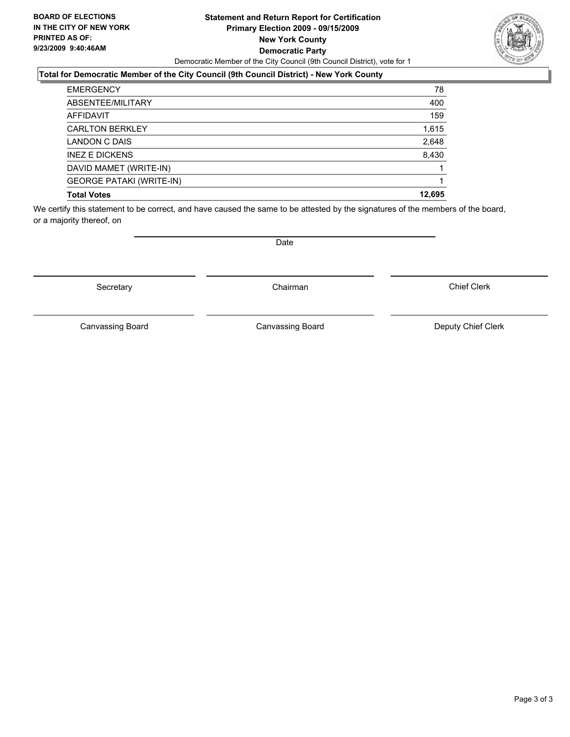**BOARD OF ELECTIONS IN THE CITY OF NEW YORK PRINTED AS OF: 9/23/2009 9:40:46AM**

**Statement and Return Report for Certification**
**Primary Election 2009 - 09/15/2009**
**New York County**
**Democratic Party**
Democratic Member of the City Council (9th Council District), vote for 1

**Total for Democratic Member of the City Council (9th Council District) - New York County**

| | |
|---|---|
| EMERGENCY | 78 |
| ABSENTEE/MILITARY | 400 |
| AFFIDAVIT | 159 |
| CARLTON BERKLEY | 1,615 |
| LANDON C DAIS | 2,648 |
| INEZ E DICKENS | 8,430 |
| DAVID MAMET (WRITE-IN) | 1 |
| GEORGE PATAKI (WRITE-IN) | 1 |
| **Total Votes** | **12,695** |

We certify this statement to be correct, and have caused the same to be attested by the signatures of the members of the board, or a majority thereof, on

Date

Secretary | Chairman | Chief Clerk

Canvassing Board | Canvassing Board | Deputy Chief Clerk